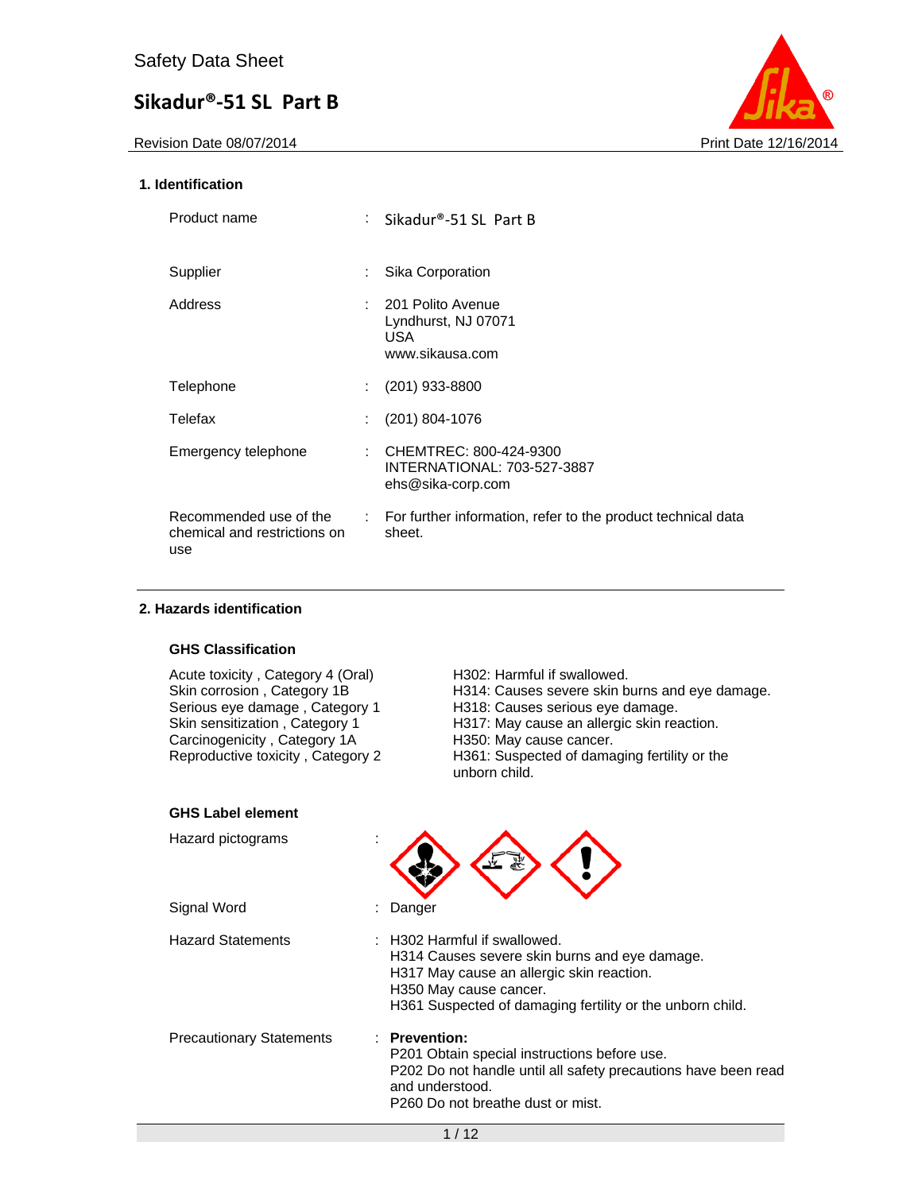Safety Data Sheet

# Sikadur®-51 SL Part B

Revision Date 08/07/2014 Print Date 12/16/2014

## 1. Identification

| | | |
|---|---|---|
| Product name | : | Sikadur®-51 SL Part B |
| Supplier | : | Sika Corporation |
| Address | : | 201 Polito Avenue<br>Lyndhurst, NJ 07071<br>USA<br>www.sikausa.com |
| Telephone | : | (201) 933-8800 |
| Telefax | : | (201) 804-1076 |
| Emergency telephone | : | CHEMTREC: 800-424-9300<br>INTERNATIONAL: 703-527-3887<br>ehs@sika-corp.com |
| Recommended use of the chemical and restrictions on use | : | For further information, refer to the product technical data sheet. |

## 2. Hazards identification

### GHS Classification

| | |
|---|---|
| Acute toxicity , Category 4 (Oral) | H302: Harmful if swallowed. |
| Skin corrosion , Category 1B | H314: Causes severe skin burns and eye damage. |
| Serious eye damage , Category 1 | H318: Causes serious eye damage. |
| Skin sensitization , Category 1 | H317: May cause an allergic skin reaction. |
| Carcinogenicity , Category 1A | H350: May cause cancer. |
| Reproductive toxicity , Category 2 | H361: Suspected of damaging fertility or the unborn child. |

### GHS Label element

Hazard pictograms :

Signal Word : Danger

Hazard Statements :
H302 Harmful if swallowed.
H314 Causes severe skin burns and eye damage.
H317 May cause an allergic skin reaction.
H350 May cause cancer.
H361 Suspected of damaging fertility or the unborn child.

Precautionary Statements :
**Prevention:**
P201 Obtain special instructions before use.
P202 Do not handle until all safety precautions have been read and understood.
P260 Do not breathe dust or mist.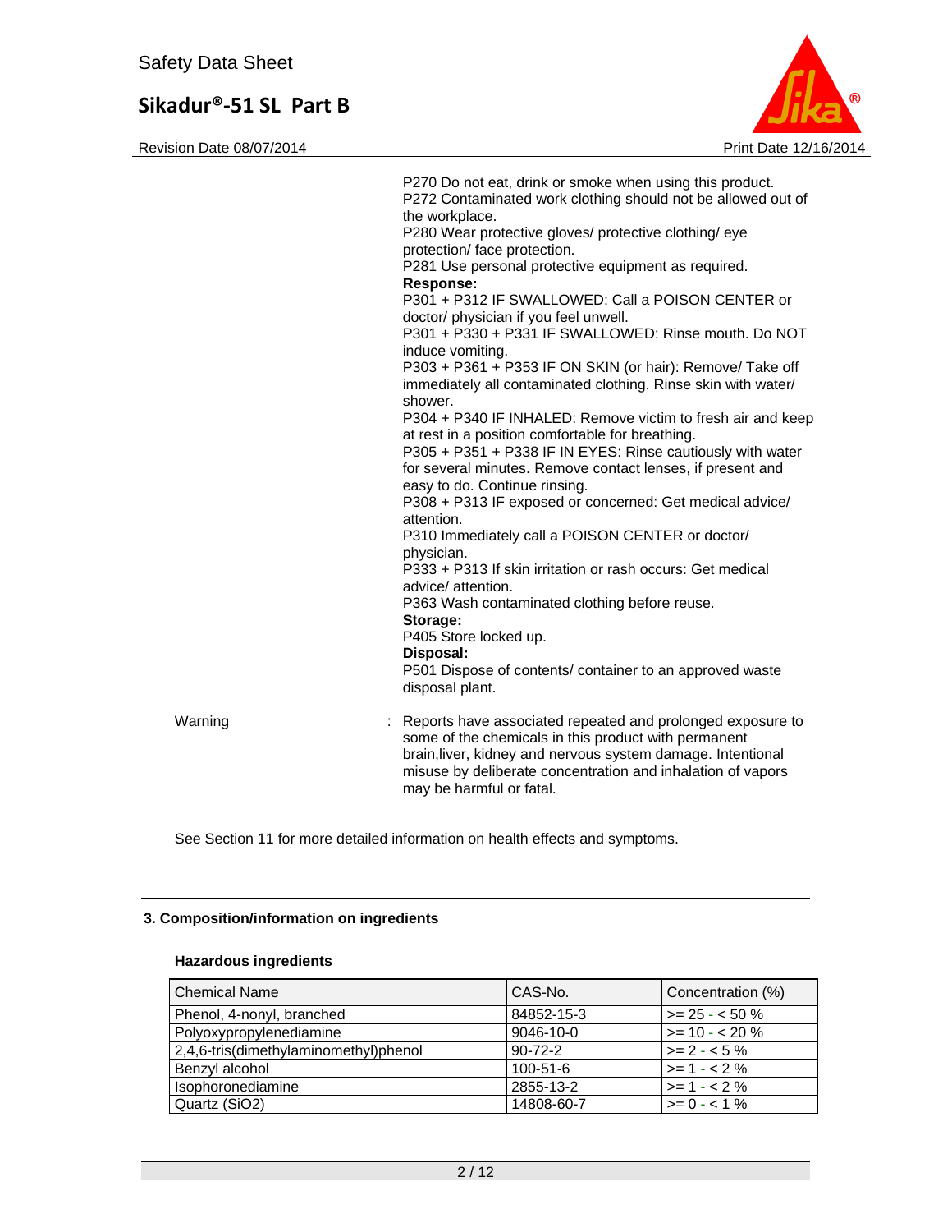P270 Do not eat, drink or smoke when using this product.
P272 Contaminated work clothing should not be allowed out of the workplace.
P280 Wear protective gloves/ protective clothing/ eye protection/ face protection.
P281 Use personal protective equipment as required.

**Response:**

P301 + P312 IF SWALLOWED: Call a POISON CENTER or doctor/ physician if you feel unwell.
P301 + P330 + P331 IF SWALLOWED: Rinse mouth. Do NOT induce vomiting.
P303 + P361 + P353 IF ON SKIN (or hair): Remove/ Take off immediately all contaminated clothing. Rinse skin with water/ shower.
P304 + P340 IF INHALED: Remove victim to fresh air and keep at rest in a position comfortable for breathing.
P305 + P351 + P338 IF IN EYES: Rinse cautiously with water for several minutes. Remove contact lenses, if present and easy to do. Continue rinsing.
P308 + P313 IF exposed or concerned: Get medical advice/ attention.
P310 Immediately call a POISON CENTER or doctor/ physician.
P333 + P313 If skin irritation or rash occurs: Get medical advice/ attention.
P363 Wash contaminated clothing before reuse.

**Storage:**

P405 Store locked up.

**Disposal:**

P501 Dispose of contents/ container to an approved waste disposal plant.

Warning : Reports have associated repeated and prolonged exposure to some of the chemicals in this product with permanent brain,liver, kidney and nervous system damage. Intentional misuse by deliberate concentration and inhalation of vapors may be harmful or fatal.

See Section 11 for more detailed information on health effects and symptoms.

## 3. Composition/information on ingredients

### Hazardous ingredients

| Chemical Name | CAS-No. | Concentration (%) |
|---|---|---|
| Phenol, 4-nonyl, branched | 84852-15-3 | >= 25 - < 50 % |
| Polyoxypropylenediamine | 9046-10-0 | >= 10 - < 20 % |
| 2,4,6-tris(dimethylaminomethyl)phenol | 90-72-2 | >= 2 - < 5 % |
| Benzyl alcohol | 100-51-6 | >= 1 - < 2 % |
| Isophoronediamine | 2855-13-2 | >= 1 - < 2 % |
| Quartz ($SiO_2$) | 14808-60-7 | >= 0 - < 1 % |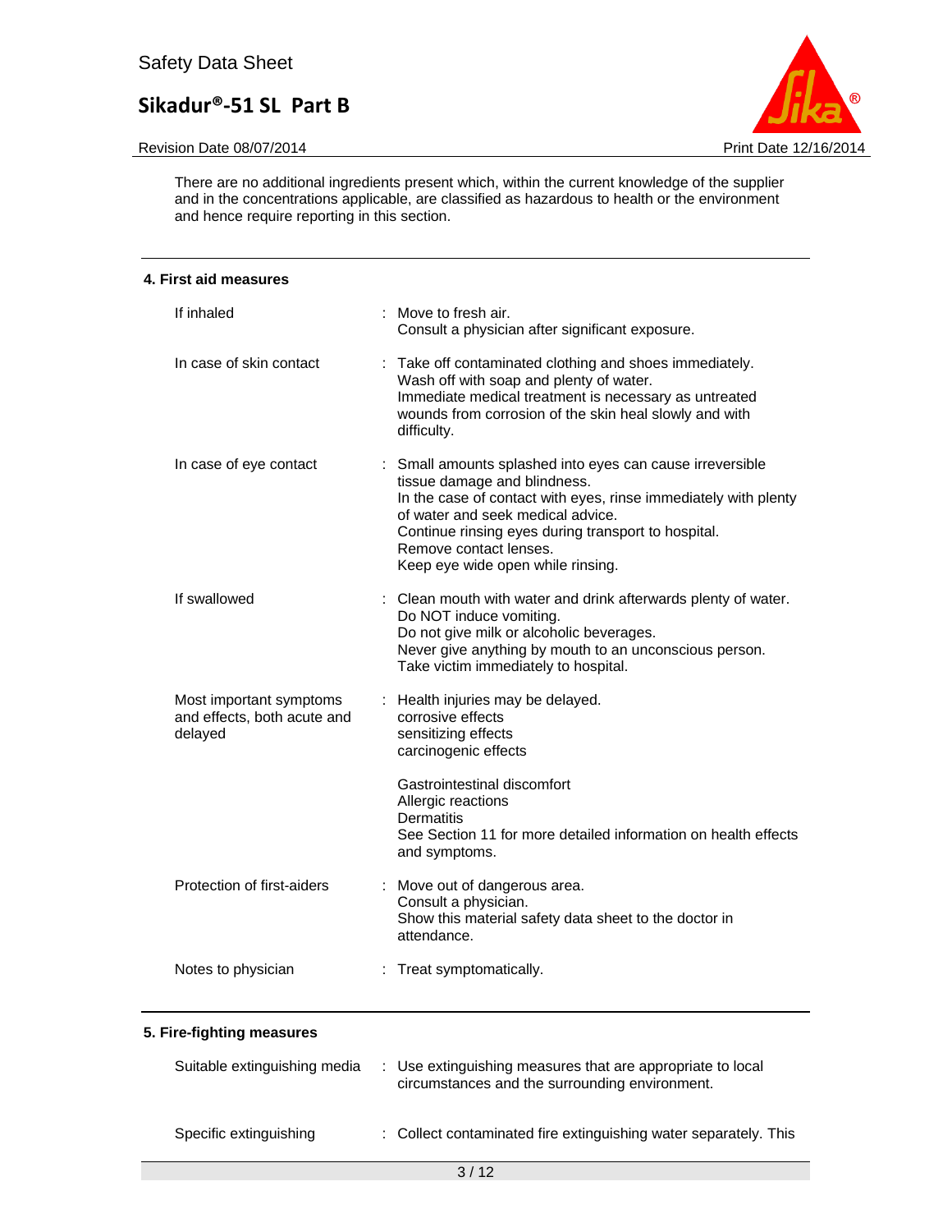There are no additional ingredients present which, within the current knowledge of the supplier and in the concentrations applicable, are classified as hazardous to health or the environment and hence require reporting in this section.

## 4. First aid measures

| | |
|---|---|
| If inhaled | : Move to fresh air.<br>Consult a physician after significant exposure. |
| In case of skin contact | : Take off contaminated clothing and shoes immediately.<br>Wash off with soap and plenty of water.<br>Immediate medical treatment is necessary as untreated wounds from corrosion of the skin heal slowly and with difficulty. |
| In case of eye contact | : Small amounts splashed into eyes can cause irreversible tissue damage and blindness.<br>In the case of contact with eyes, rinse immediately with plenty of water and seek medical advice.<br>Continue rinsing eyes during transport to hospital.<br>Remove contact lenses.<br>Keep eye wide open while rinsing. |
| If swallowed | : Clean mouth with water and drink afterwards plenty of water.<br>Do NOT induce vomiting.<br>Do not give milk or alcoholic beverages.<br>Never give anything by mouth to an unconscious person.<br>Take victim immediately to hospital. |
| Most important symptoms and effects, both acute and delayed | : Health injuries may be delayed.<br>corrosive effects<br>sensitizing effects<br>carcinogenic effects<br><br>Gastrointestinal discomfort<br>Allergic reactions<br>Dermatitis<br>See Section 11 for more detailed information on health effects and symptoms. |
| Protection of first-aiders | : Move out of dangerous area.<br>Consult a physician.<br>Show this material safety data sheet to the doctor in attendance. |
| Notes to physician | : Treat symptomatically. |

## 5. Fire-fighting measures

| | |
|---|---|
| Suitable extinguishing media | : Use extinguishing measures that are appropriate to local circumstances and the surrounding environment. |
| Specific extinguishing | : Collect contaminated fire extinguishing water separately. This |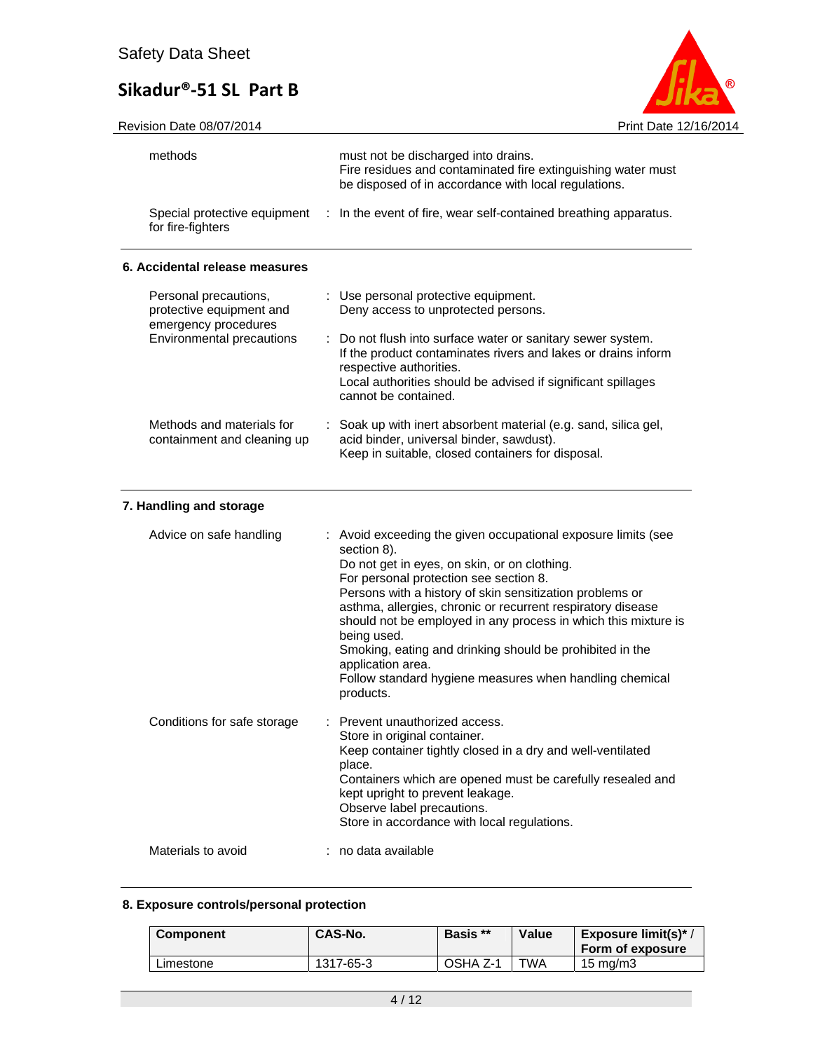| | |
|---|---|
| methods | must not be discharged into drains. Fire residues and contaminated fire extinguishing water must be disposed of in accordance with local regulations. |
| Special protective equipment for fire-fighters | : In the event of fire, wear self-contained breathing apparatus. |

## 6. Accidental release measures

| | |
|---|---|
| Personal precautions, protective equipment and emergency procedures | : Use personal protective equipment. Deny access to unprotected persons. |
| Environmental precautions | : Do not flush into surface water or sanitary sewer system. If the product contaminates rivers and lakes or drains inform respective authorities. Local authorities should be advised if significant spillages cannot be contained. |
| Methods and materials for containment and cleaning up | : Soak up with inert absorbent material (e.g. sand, silica gel, acid binder, universal binder, sawdust). Keep in suitable, closed containers for disposal. |

## 7. Handling and storage

| | |
|---|---|
| Advice on safe handling | : Avoid exceeding the given occupational exposure limits (see section 8). Do not get in eyes, on skin, or on clothing. For personal protection see section 8. Persons with a history of skin sensitization problems or asthma, allergies, chronic or recurrent respiratory disease should not be employed in any process in which this mixture is being used. Smoking, eating and drinking should be prohibited in the application area. Follow standard hygiene measures when handling chemical products. |
| Conditions for safe storage | : Prevent unauthorized access. Store in original container. Keep container tightly closed in a dry and well-ventilated place. Containers which are opened must be carefully resealed and kept upright to prevent leakage. Observe label precautions. Store in accordance with local regulations. |
| Materials to avoid | : no data available |

## 8. Exposure controls/personal protection

| Component | CAS-No. | Basis ** | Value | Exposure limit(s)* / Form of exposure |
|---|---|---|---|---|
| Limestone | 1317-65-3 | OSHA Z-1 | TWA | 15 mg/m3 |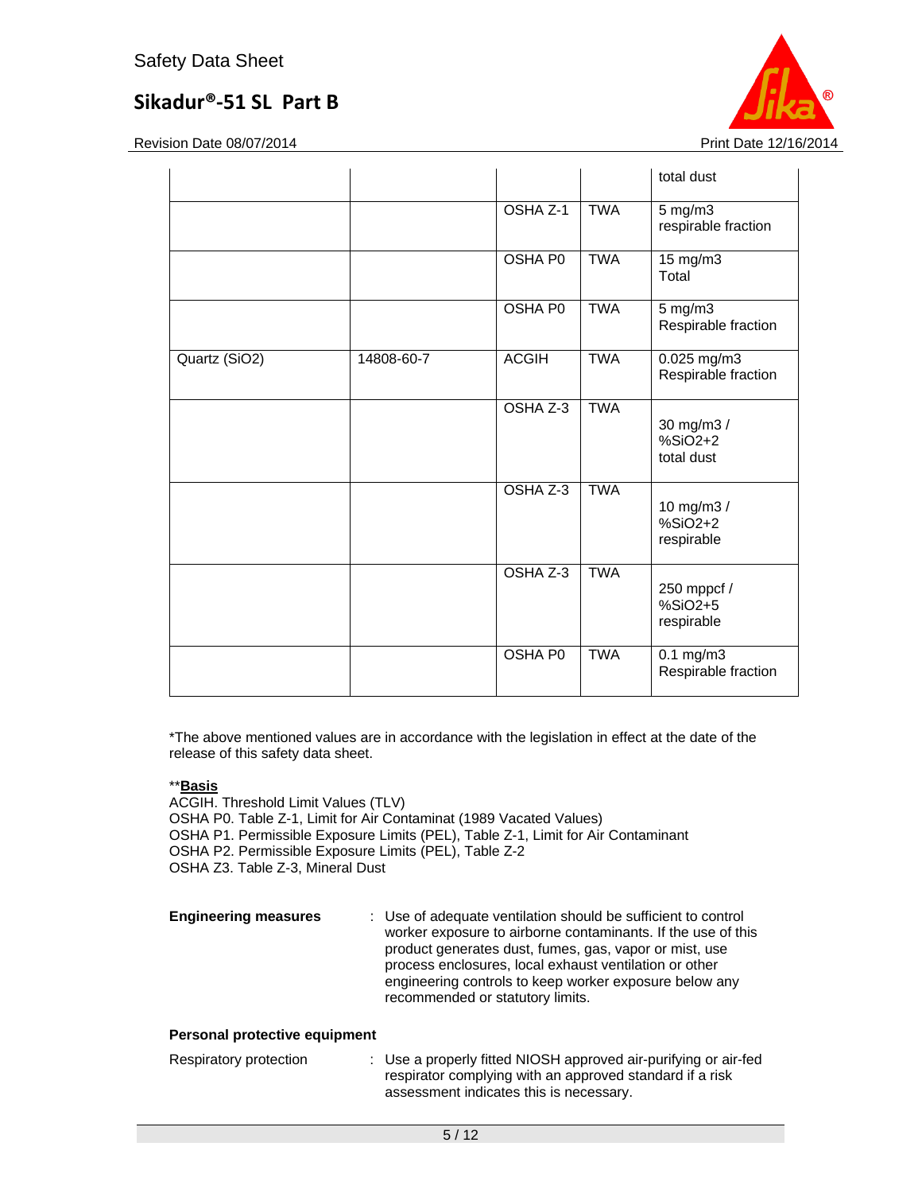| | | | | |
|---|---|---|---|---|
| | | | | total dust |
| | | OSHA Z-1 | TWA | 5 mg/m3 respirable fraction |
| | | OSHA P0 | TWA | 15 mg/m3 Total |
| | | OSHA P0 | TWA | 5 mg/m3 Respirable fraction |
| Quartz ($SiO_2$) | 14808-60-7 | ACGIH | TWA | 0.025 mg/m3 Respirable fraction |
| | | OSHA Z-3 | TWA | 30 mg/m3 / %SiO2+2 total dust |
| | | OSHA Z-3 | TWA | 10 mg/m3 / %SiO2+2 respirable |
| | | OSHA Z-3 | TWA | 250 mppcf / %SiO2+5 respirable |
| | | OSHA P0 | TWA | 0.1 mg/m3 Respirable fraction |

*The above mentioned values are in accordance with the legislation in effect at the date of the release of this safety data sheet.

**<u>**Basis**</u>

ACGIH. Threshold Limit Values (TLV)
OSHA P0. Table Z-1, Limit for Air Contaminat (1989 Vacated Values)
OSHA P1. Permissible Exposure Limits (PEL), Table Z-1, Limit for Air Contaminant
OSHA P2. Permissible Exposure Limits (PEL), Table Z-2
OSHA Z3. Table Z-3, Mineral Dust

**Engineering measures** : Use of adequate ventilation should be sufficient to control worker exposure to airborne contaminants. If the use of this product generates dust, fumes, gas, vapor or mist, use process enclosures, local exhaust ventilation or other engineering controls to keep worker exposure below any recommended or statutory limits.

**Personal protective equipment**

Respiratory protection : Use a properly fitted NIOSH approved air-purifying or air-fed respirator complying with an approved standard if a risk assessment indicates this is necessary.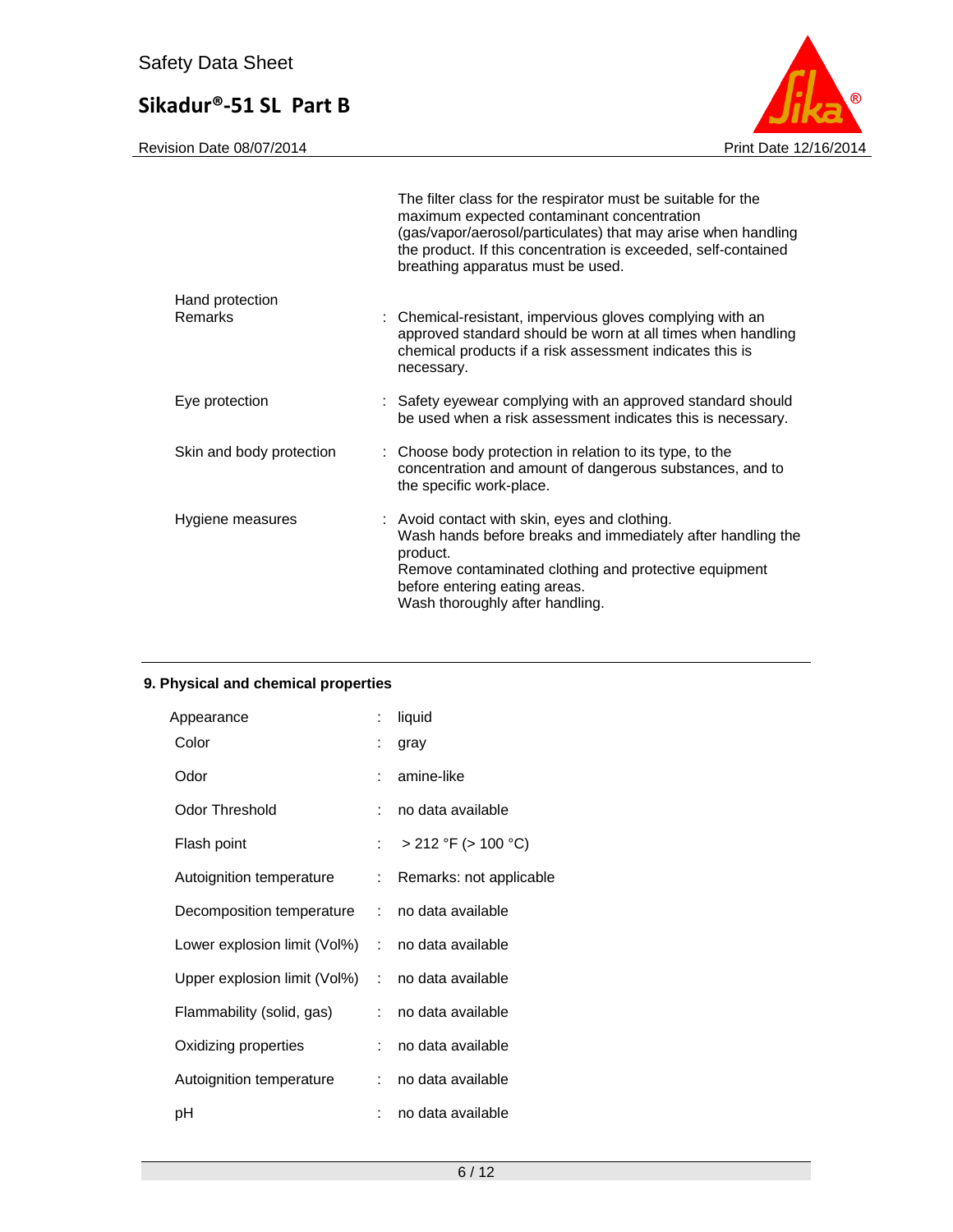The filter class for the respirator must be suitable for the maximum expected contaminant concentration (gas/vapor/aerosol/particulates) that may arise when handling the product. If this concentration is exceeded, self-contained breathing apparatus must be used.

| | | |
|---|---|---|
| Hand protection | | |
| Remarks | : | Chemical-resistant, impervious gloves complying with an approved standard should be worn at all times when handling chemical products if a risk assessment indicates this is necessary. |
| Eye protection | : | Safety eyewear complying with an approved standard should be used when a risk assessment indicates this is necessary. |
| Skin and body protection | : | Choose body protection in relation to its type, to the concentration and amount of dangerous substances, and to the specific work-place. |
| Hygiene measures | : | Avoid contact with skin, eyes and clothing.<br>Wash hands before breaks and immediately after handling the product.<br>Remove contaminated clothing and protective equipment before entering eating areas.<br>Wash thoroughly after handling. |

## 9. Physical and chemical properties

| | | |
|---|---|---|
| Appearance | : | liquid |
| Color | : | gray |
| Odor | : | amine-like |
| Odor Threshold | : | no data available |
| Flash point | : | > 212 °F (> 100 °C) |
| Autoignition temperature | : | Remarks: not applicable |
| Decomposition temperature | : | no data available |
| Lower explosion limit (Vol%) | : | no data available |
| Upper explosion limit (Vol%) | : | no data available |
| Flammability (solid, gas) | : | no data available |
| Oxidizing properties | : | no data available |
| Autoignition temperature | : | no data available |
| pH | : | no data available |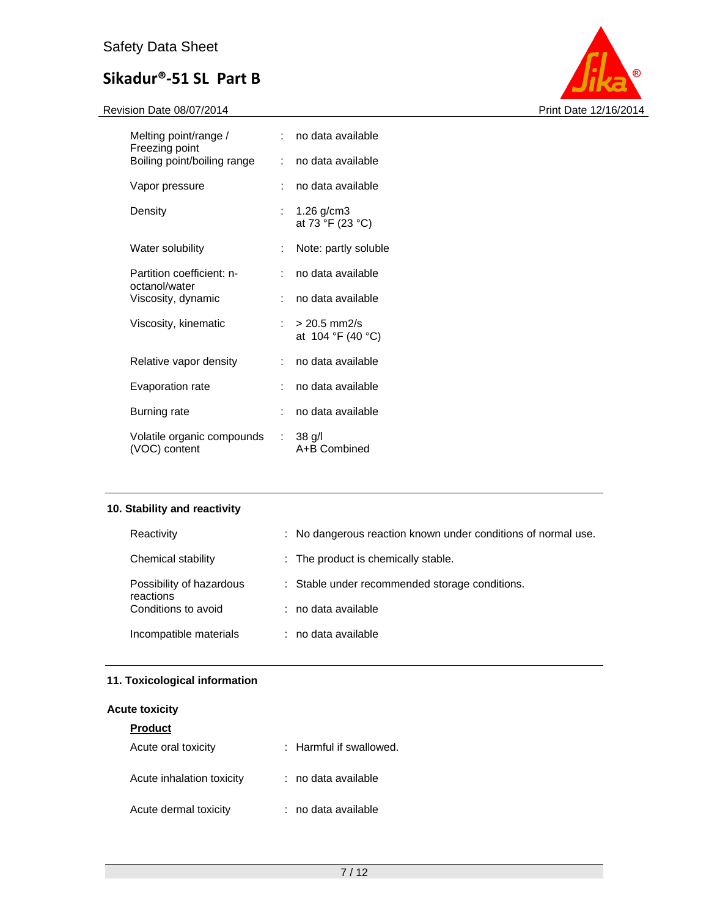| | | |
|---|---|---|
| Melting point/range / Freezing point | : | no data available |
| Boiling point/boiling range | : | no data available |
| Vapor pressure | : | no data available |
| Density | : | 1.26 g/cm3<br>at 73 °F (23 °C) |
| Water solubility | : | Note: partly soluble |
| Partition coefficient: n-octanol/water | : | no data available |
| Viscosity, dynamic | : | no data available |
| Viscosity, kinematic | : | > 20.5 mm2/s<br>at 104 °F (40 °C) |
| Relative vapor density | : | no data available |
| Evaporation rate | : | no data available |
| Burning rate | : | no data available |
| Volatile organic compounds (VOC) content | : | 38 g/l<br>A+B Combined |

## 10. Stability and reactivity

| | | |
|---|---|---|
| Reactivity | : | No dangerous reaction known under conditions of normal use. |
| Chemical stability | : | The product is chemically stable. |
| Possibility of hazardous reactions | : | Stable under recommended storage conditions. |
| Conditions to avoid | : | no data available |
| Incompatible materials | : | no data available |

## 11. Toxicological information

### Acute toxicity

**Product**

| | | |
|---|---|---|
| Acute oral toxicity | : | Harmful if swallowed. |
| Acute inhalation toxicity | : | no data available |
| Acute dermal toxicity | : | no data available |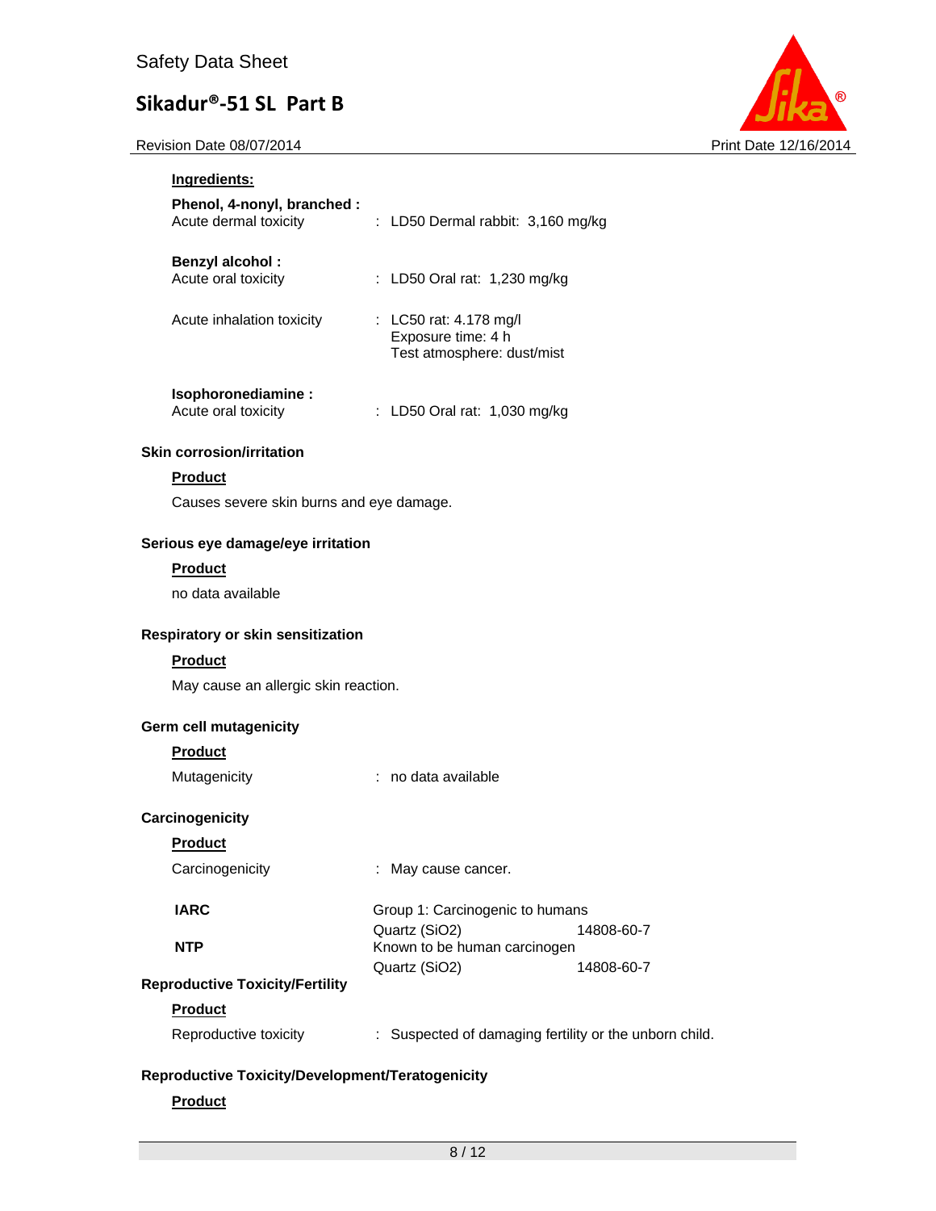**Ingredients:**

**Phenol, 4-nonyl, branched :**

Acute dermal toxicity : LD50 Dermal rabbit: 3,160 mg/kg

**Benzyl alcohol :**

Acute oral toxicity : LD50 Oral rat: 1,230 mg/kg

Acute inhalation toxicity : LC50 rat: 4.178 mg/l
Exposure time: 4 h
Test atmosphere: dust/mist

**Isophoronediamine :**

Acute oral toxicity : LD50 Oral rat: 1,030 mg/kg

### Skin corrosion/irritation

**Product**

Causes severe skin burns and eye damage.

### Serious eye damage/eye irritation

**Product**

no data available

### Respiratory or skin sensitization

**Product**

May cause an allergic skin reaction.

### Germ cell mutagenicity

**Product**

Mutagenicity : no data available

### Carcinogenicity

**Product**

Carcinogenicity : May cause cancer.

| | | |
|---|---|---|
| **IARC** | Group 1: Carcinogenic to humans | |
| | Quartz ($SiO_2$) | 14808-60-7 |
| **NTP** | Known to be human carcinogen | |
| | Quartz ($SiO_2$) | 14808-60-7 |

### Reproductive Toxicity/Fertility

**Product**

Reproductive toxicity : Suspected of damaging fertility or the unborn child.

### Reproductive Toxicity/Development/Teratogenicity

**Product**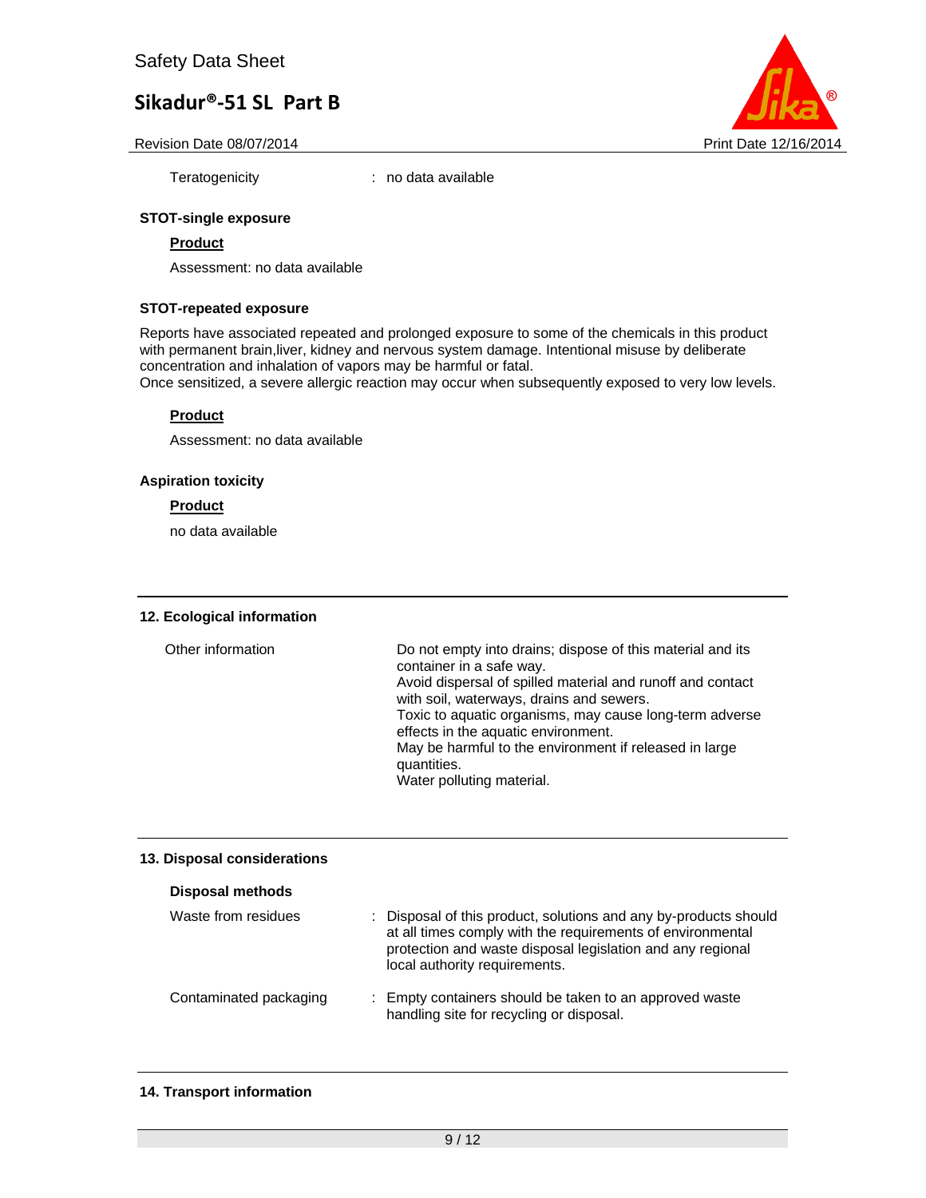Teratogenicity : no data available

**STOT-single exposure**

**Product**

Assessment: no data available

**STOT-repeated exposure**

Reports have associated repeated and prolonged exposure to some of the chemicals in this product with permanent brain,liver, kidney and nervous system damage. Intentional misuse by deliberate concentration and inhalation of vapors may be harmful or fatal.
Once sensitized, a severe allergic reaction may occur when subsequently exposed to very low levels.

**Product**

Assessment: no data available

**Aspiration toxicity**

**Product**

no data available

## 12. Ecological information

| | |
|---|---|
| Other information | Do not empty into drains; dispose of this material and its container in a safe way.<br>Avoid dispersal of spilled material and runoff and contact with soil, waterways, drains and sewers.<br>Toxic to aquatic organisms, may cause long-term adverse effects in the aquatic environment.<br>May be harmful to the environment if released in large quantities.<br>Water polluting material. |

## 13. Disposal considerations

**Disposal methods**

| | |
|---|---|
| Waste from residues | : Disposal of this product, solutions and any by-products should at all times comply with the requirements of environmental protection and waste disposal legislation and any regional local authority requirements. |
| Contaminated packaging | : Empty containers should be taken to an approved waste handling site for recycling or disposal. |

## 14. Transport information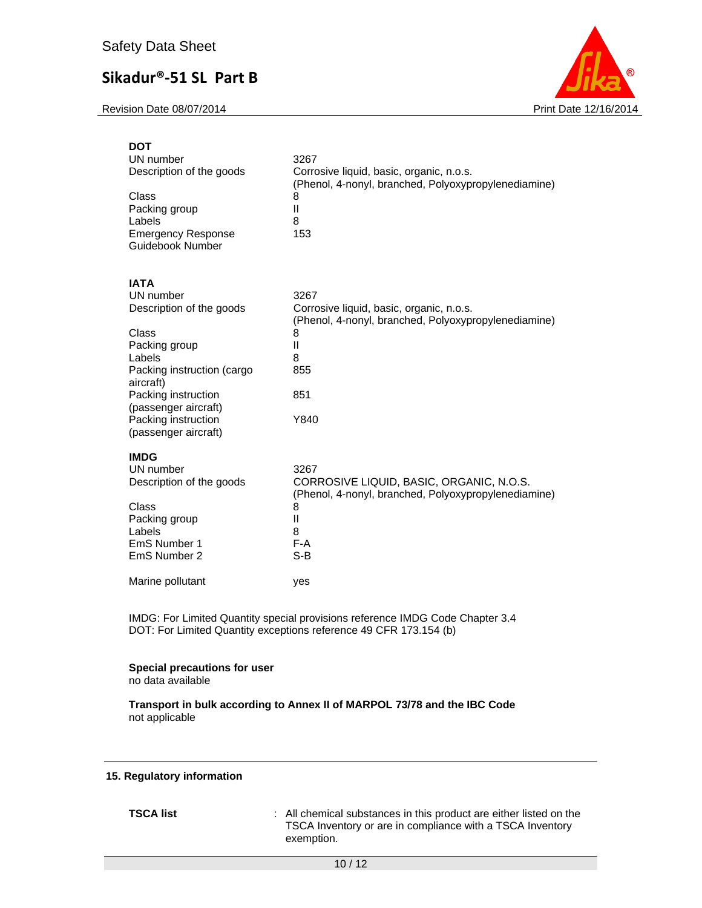**DOT**

| | |
|---|---|
| UN number | 3267 |
| Description of the goods | Corrosive liquid, basic, organic, n.o.s. (Phenol, 4-nonyl, branched, Polyoxypropylenediamine) |
| Class | 8 |
| Packing group | II |
| Labels | 8 |
| Emergency Response Guidebook Number | 153 |

**IATA**

| | |
|---|---|
| UN number | 3267 |
| Description of the goods | Corrosive liquid, basic, organic, n.o.s. (Phenol, 4-nonyl, branched, Polyoxypropylenediamine) |
| Class | 8 |
| Packing group | II |
| Labels | 8 |
| Packing instruction (cargo aircraft) | 855 |
| Packing instruction (passenger aircraft) | 851 |
| Packing instruction (passenger aircraft) | Y840 |

**IMDG**

| | |
|---|---|
| UN number | 3267 |
| Description of the goods | CORROSIVE LIQUID, BASIC, ORGANIC, N.O.S. (Phenol, 4-nonyl, branched, Polyoxypropylenediamine) |
| Class | 8 |
| Packing group | II |
| Labels | 8 |
| EmS Number 1 | F-A |
| EmS Number 2 | S-B |
| Marine pollutant | yes |

IMDG: For Limited Quantity special provisions reference IMDG Code Chapter 3.4
DOT: For Limited Quantity exceptions reference 49 CFR 173.154 (b)

**Special precautions for user**
no data available

**Transport in bulk according to Annex II of MARPOL 73/78 and the IBC Code**
not applicable

## 15. Regulatory information

**TSCA list** : All chemical substances in this product are either listed on the TSCA Inventory or are in compliance with a TSCA Inventory exemption.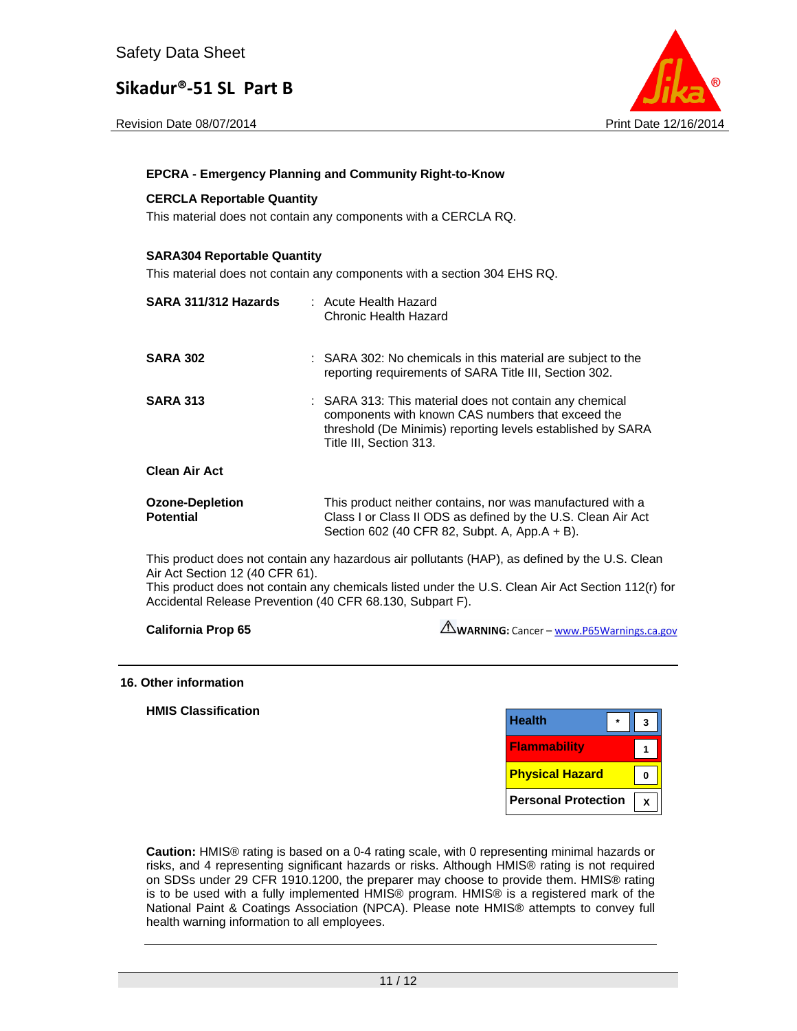**EPCRA - Emergency Planning and Community Right-to-Know**

**CERCLA Reportable Quantity**

This material does not contain any components with a CERCLA RQ.

**SARA304 Reportable Quantity**

This material does not contain any components with a section 304 EHS RQ.

| | |
|---|---|
| **SARA 311/312 Hazards** | : Acute Health Hazard<br>Chronic Health Hazard |
| **SARA 302** | : SARA 302: No chemicals in this material are subject to the reporting requirements of SARA Title III, Section 302. |
| **SARA 313** | : SARA 313: This material does not contain any chemical components with known CAS numbers that exceed the threshold (De Minimis) reporting levels established by SARA Title III, Section 313. |

**Clean Air Act**

| | |
|---|---|
| **Ozone-Depletion Potential** | This product neither contains, nor was manufactured with a Class I or Class II ODS as defined by the U.S. Clean Air Act Section 602 (40 CFR 82, Subpt. A, App.A + B). |

This product does not contain any hazardous air pollutants (HAP), as defined by the U.S. Clean Air Act Section 12 (40 CFR 61).
This product does not contain any chemicals listed under the U.S. Clean Air Act Section 112(r) for Accidental Release Prevention (40 CFR 68.130, Subpart F).

**California Prop 65** ⚠**WARNING:** Cancer – www.P65Warnings.ca.gov

## 16. Other information

**HMIS Classification**

| | | |
|---|---|---|
| **Health** | * | 3 |
| **Flammability** | | 1 |
| **Physical Hazard** | | 0 |
| **Personal Protection** | | X |

**Caution:** HMIS® rating is based on a 0-4 rating scale, with 0 representing minimal hazards or risks, and 4 representing significant hazards or risks. Although HMIS® rating is not required on SDSs under 29 CFR 1910.1200, the preparer may choose to provide them. HMIS® rating is to be used with a fully implemented HMIS® program. HMIS® is a registered mark of the National Paint & Coatings Association (NPCA). Please note HMIS® attempts to convey full health warning information to all employees.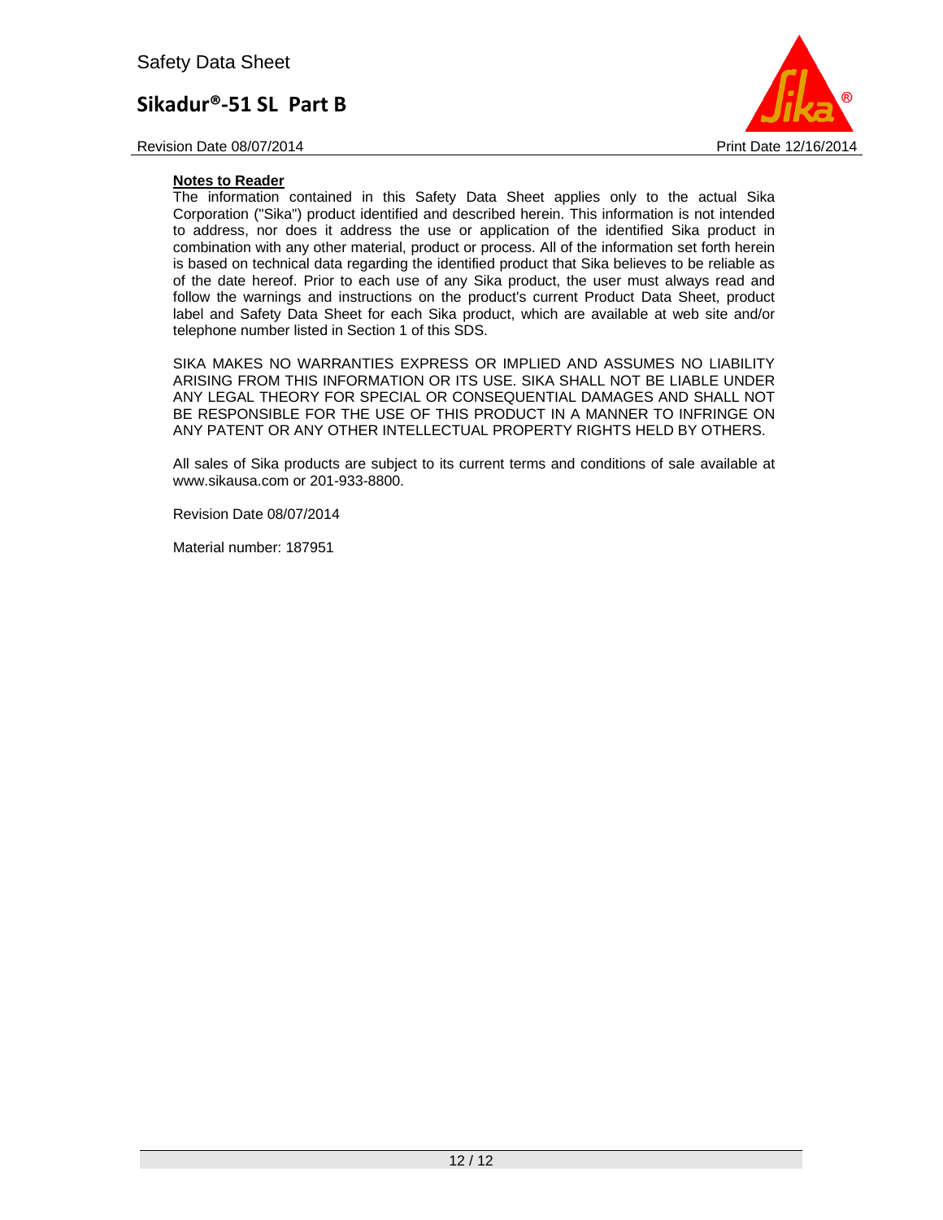**Notes to Reader**

The information contained in this Safety Data Sheet applies only to the actual Sika Corporation ("Sika") product identified and described herein. This information is not intended to address, nor does it address the use or application of the identified Sika product in combination with any other material, product or process. All of the information set forth herein is based on technical data regarding the identified product that Sika believes to be reliable as of the date hereof. Prior to each use of any Sika product, the user must always read and follow the warnings and instructions on the product's current Product Data Sheet, product label and Safety Data Sheet for each Sika product, which are available at web site and/or telephone number listed in Section 1 of this SDS.

SIKA MAKES NO WARRANTIES EXPRESS OR IMPLIED AND ASSUMES NO LIABILITY ARISING FROM THIS INFORMATION OR ITS USE. SIKA SHALL NOT BE LIABLE UNDER ANY LEGAL THEORY FOR SPECIAL OR CONSEQUENTIAL DAMAGES AND SHALL NOT BE RESPONSIBLE FOR THE USE OF THIS PRODUCT IN A MANNER TO INFRINGE ON ANY PATENT OR ANY OTHER INTELLECTUAL PROPERTY RIGHTS HELD BY OTHERS.

All sales of Sika products are subject to its current terms and conditions of sale available at www.sikausa.com or 201-933-8800.

Revision Date 08/07/2014

Material number: 187951